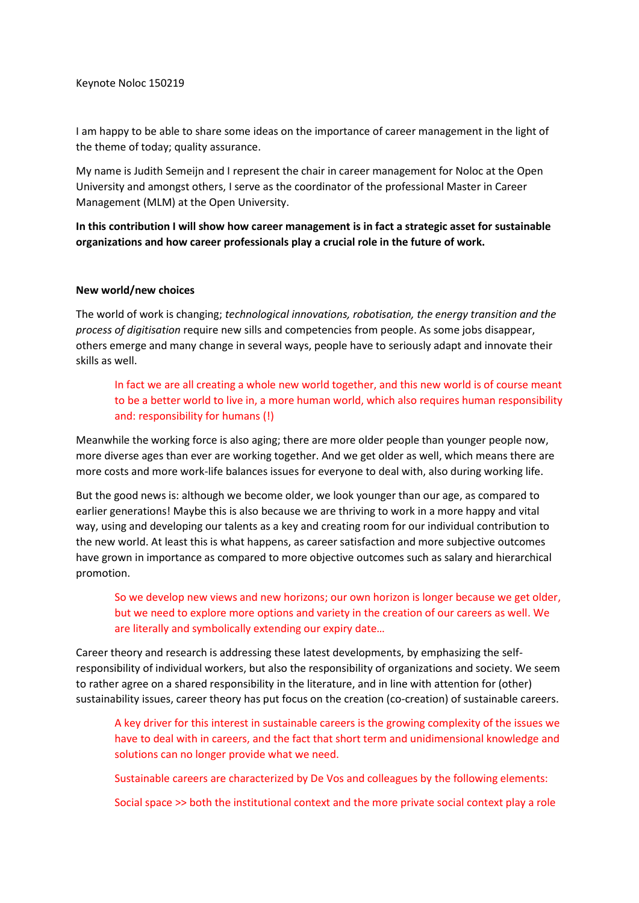Keynote Noloc 150219

I am happy to be able to share some ideas on the importance of career management in the light of the theme of today; quality assurance.

My name is Judith Semeijn and I represent the chair in career management for Noloc at the Open University and amongst others, I serve as the coordinator of the professional Master in Career Management (MLM) at the Open University.

**In this contribution I will show how career management is in fact a strategic asset for sustainable organizations and how career professionals play a crucial role in the future of work.**

**New world/new choices**

The world of work is changing; *technological innovations, robotisation, the energy transition and the process of digitisation* require new sills and competencies from people. As some jobs disappear, others emerge and many change in several ways, people have to seriously adapt and innovate their skills as well.

> In fact we are all creating a whole new world together, and this new world is of course meant to be a better world to live in, a more human world, which also requires human responsibility and: responsibility for humans (!)

Meanwhile the working force is also aging; there are more older people than younger people now, more diverse ages than ever are working together. And we get older as well, which means there are more costs and more work-life balances issues for everyone to deal with, also during working life.

But the good news is: although we become older, we look younger than our age, as compared to earlier generations! Maybe this is also because we are thriving to work in a more happy and vital way, using and developing our talents as a key and creating room for our individual contribution to the new world. At least this is what happens, as career satisfaction and more subjective outcomes have grown in importance as compared to more objective outcomes such as salary and hierarchical promotion.

> So we develop new views and new horizons; our own horizon is longer because we get older, but we need to explore more options and variety in the creation of our careers as well. We are literally and symbolically extending our expiry date…

Career theory and research is addressing these latest developments, by emphasizing the self-responsibility of individual workers, but also the responsibility of organizations and society. We seem to rather agree on a shared responsibility in the literature, and in line with attention for (other) sustainability issues, career theory has put focus on the creation (co-creation) of sustainable careers.

> A key driver for this interest in sustainable careers is the growing complexity of the issues we have to deal with in careers, and the fact that short term and unidimensional knowledge and solutions can no longer provide what we need.
>
> Sustainable careers are characterized by De Vos and colleagues by the following elements:
>
> Social space >> both the institutional context and the more private social context play a role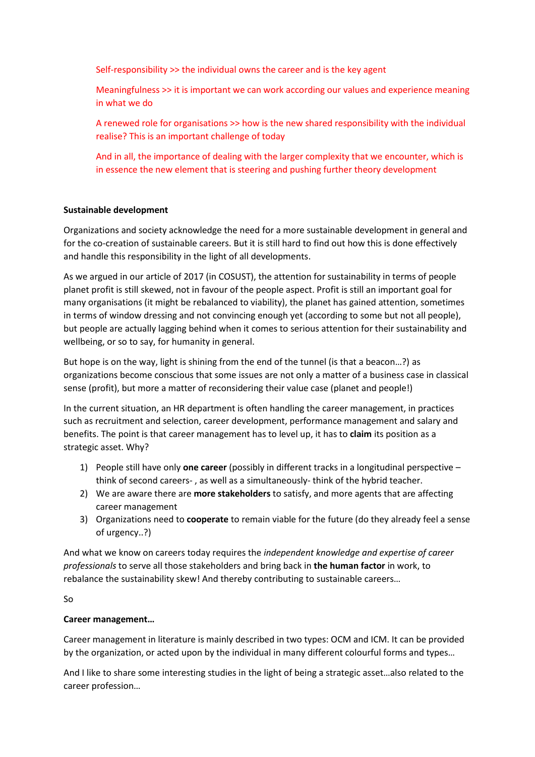Self-responsibility >> the individual owns the career and is the key agent

Meaningfulness >> it is important we can work according our values and experience meaning in what we do

A renewed role for organisations >> how is the new shared responsibility with the individual realise? This is an important challenge of today

And in all, the importance of dealing with the larger complexity that we encounter, which is in essence the new element that is steering and pushing further theory development

**Sustainable development**

Organizations and society acknowledge the need for a more sustainable development in general and for the co-creation of sustainable careers. But it is still hard to find out how this is done effectively and handle this responsibility in the light of all developments.

As we argued in our article of 2017 (in COSUST), the attention for sustainability in terms of people planet profit is still skewed, not in favour of the people aspect. Profit is still an important goal for many organisations (it might be rebalanced to viability), the planet has gained attention, sometimes in terms of window dressing and not convincing enough yet (according to some but not all people), but people are actually lagging behind when it comes to serious attention for their sustainability and wellbeing, or so to say, for humanity in general.

But hope is on the way, light is shining from the end of the tunnel (is that a beacon…?) as organizations become conscious that some issues are not only a matter of a business case in classical sense (profit), but more a matter of reconsidering their value case (planet and people!)

In the current situation, an HR department is often handling the career management, in practices such as recruitment and selection, career development, performance management and salary and benefits. The point is that career management has to level up, it has to **claim** its position as a strategic asset. Why?

1) People still have only **one career** (possibly in different tracks in a longitudinal perspective – think of second careers- , as well as a simultaneously- think of the hybrid teacher.
2) We are aware there are **more stakeholders** to satisfy, and more agents that are affecting career management
3) Organizations need to **cooperate** to remain viable for the future (do they already feel a sense of urgency..?)

And what we know on careers today requires the *independent knowledge and expertise of career professionals* to serve all those stakeholders and bring back in **the human factor** in work, to rebalance the sustainability skew! And thereby contributing to sustainable careers…

So

**Career management…**

Career management in literature is mainly described in two types: OCM and ICM. It can be provided by the organization, or acted upon by the individual in many different colourful forms and types…

And I like to share some interesting studies in the light of being a strategic asset…also related to the career profession…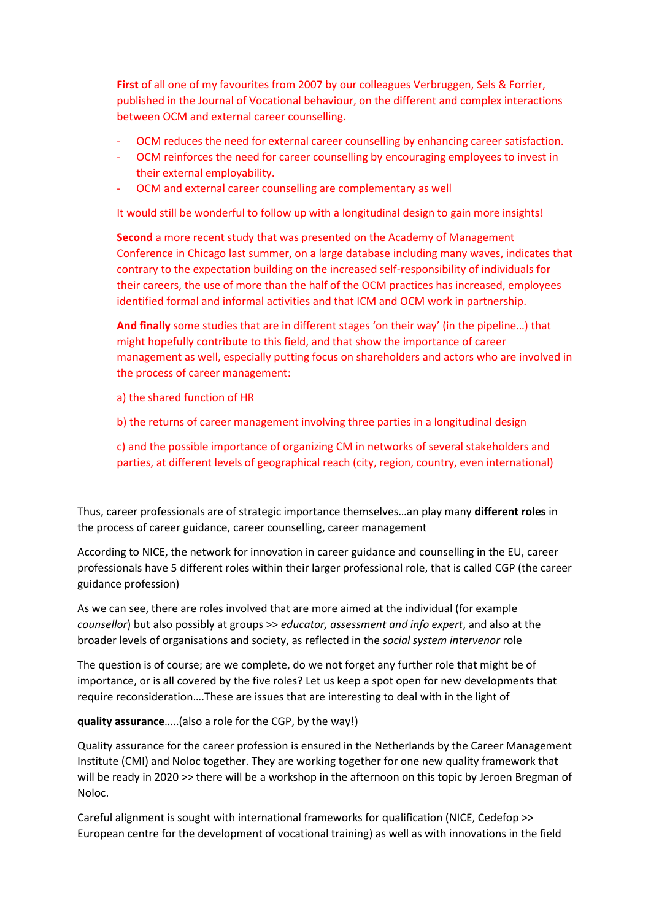**First** of all one of my favourites from 2007 by our colleagues Verbruggen, Sels & Forrier, published in the Journal of Vocational behaviour, on the different and complex interactions between OCM and external career counselling.

- OCM reduces the need for external career counselling by enhancing career satisfaction.
- OCM reinforces the need for career counselling by encouraging employees to invest in their external employability.
- OCM and external career counselling are complementary as well

It would still be wonderful to follow up with a longitudinal design to gain more insights!

**Second** a more recent study that was presented on the Academy of Management Conference in Chicago last summer, on a large database including many waves, indicates that contrary to the expectation building on the increased self-responsibility of individuals for their careers, the use of more than the half of the OCM practices has increased, employees identified formal and informal activities and that ICM and OCM work in partnership.

**And finally** some studies that are in different stages 'on their way' (in the pipeline…) that might hopefully contribute to this field, and that show the importance of career management as well, especially putting focus on shareholders and actors who are involved in the process of career management:

a) the shared function of HR

b) the returns of career management involving three parties in a longitudinal design

c) and the possible importance of organizing CM in networks of several stakeholders and parties, at different levels of geographical reach (city, region, country, even international)

Thus, career professionals are of strategic importance themselves…an play many **different roles** in the process of career guidance, career counselling, career management

According to NICE, the network for innovation in career guidance and counselling in the EU, career professionals have 5 different roles within their larger professional role, that is called CGP (the career guidance profession)

As we can see, there are roles involved that are more aimed at the individual (for example *counsellor*) but also possibly at groups >> *educator, assessment and info expert*, and also at the broader levels of organisations and society, as reflected in the *social system intervenor* role

The question is of course; are we complete, do we not forget any further role that might be of importance, or is all covered by the five roles? Let us keep a spot open for new developments that require reconsideration….These are issues that are interesting to deal with in the light of

**quality assurance**…..(also a role for the CGP, by the way!)

Quality assurance for the career profession is ensured in the Netherlands by the Career Management Institute (CMI) and Noloc together. They are working together for one new quality framework that will be ready in 2020 >> there will be a workshop in the afternoon on this topic by Jeroen Bregman of Noloc.

Careful alignment is sought with international frameworks for qualification (NICE, Cedefop >> European centre for the development of vocational training) as well as with innovations in the field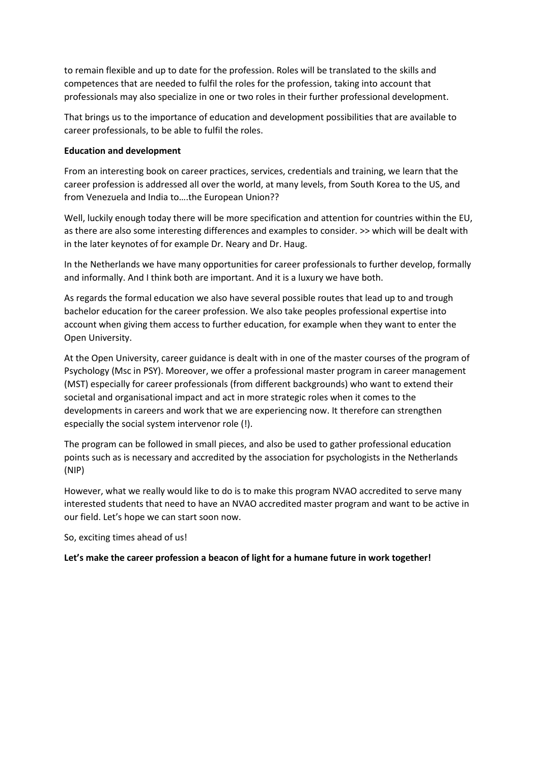to remain flexible and up to date for the profession. Roles will be translated to the skills and competences that are needed to fulfil the roles for the profession, taking into account that professionals may also specialize in one or two roles in their further professional development.

That brings us to the importance of education and development possibilities that are available to career professionals, to be able to fulfil the roles.

**Education and development**

From an interesting book on career practices, services, credentials and training, we learn that the career profession is addressed all over the world, at many levels, from South Korea to the US, and from Venezuela and India to….the European Union??

Well, luckily enough today there will be more specification and attention for countries within the EU, as there are also some interesting differences and examples to consider. >> which will be dealt with in the later keynotes of for example Dr. Neary and Dr. Haug.

In the Netherlands we have many opportunities for career professionals to further develop, formally and informally. And I think both are important. And it is a luxury we have both.

As regards the formal education we also have several possible routes that lead up to and trough bachelor education for the career profession. We also take peoples professional expertise into account when giving them access to further education, for example when they want to enter the Open University.

At the Open University, career guidance is dealt with in one of the master courses of the program of Psychology (Msc in PSY). Moreover, we offer a professional master program in career management (MST) especially for career professionals (from different backgrounds) who want to extend their societal and organisational impact and act in more strategic roles when it comes to the developments in careers and work that we are experiencing now. It therefore can strengthen especially the social system intervenor role (!).

The program can be followed in small pieces, and also be used to gather professional education points such as is necessary and accredited by the association for psychologists in the Netherlands (NIP)

However, what we really would like to do is to make this program NVAO accredited to serve many interested students that need to have an NVAO accredited master program and want to be active in our field. Let's hope we can start soon now.

So, exciting times ahead of us!

**Let's make the career profession a beacon of light for a humane future in work together!**